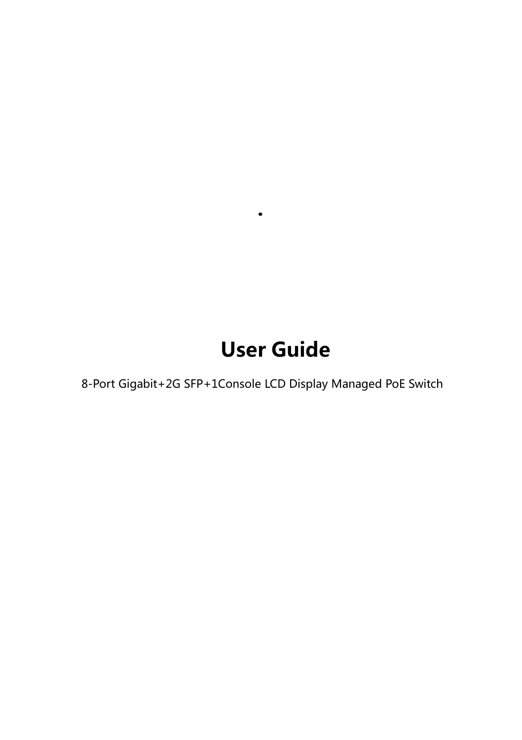# User Guide

8-Port Gigabit+2G SFP+1Console LCD Display Managed PoE Switch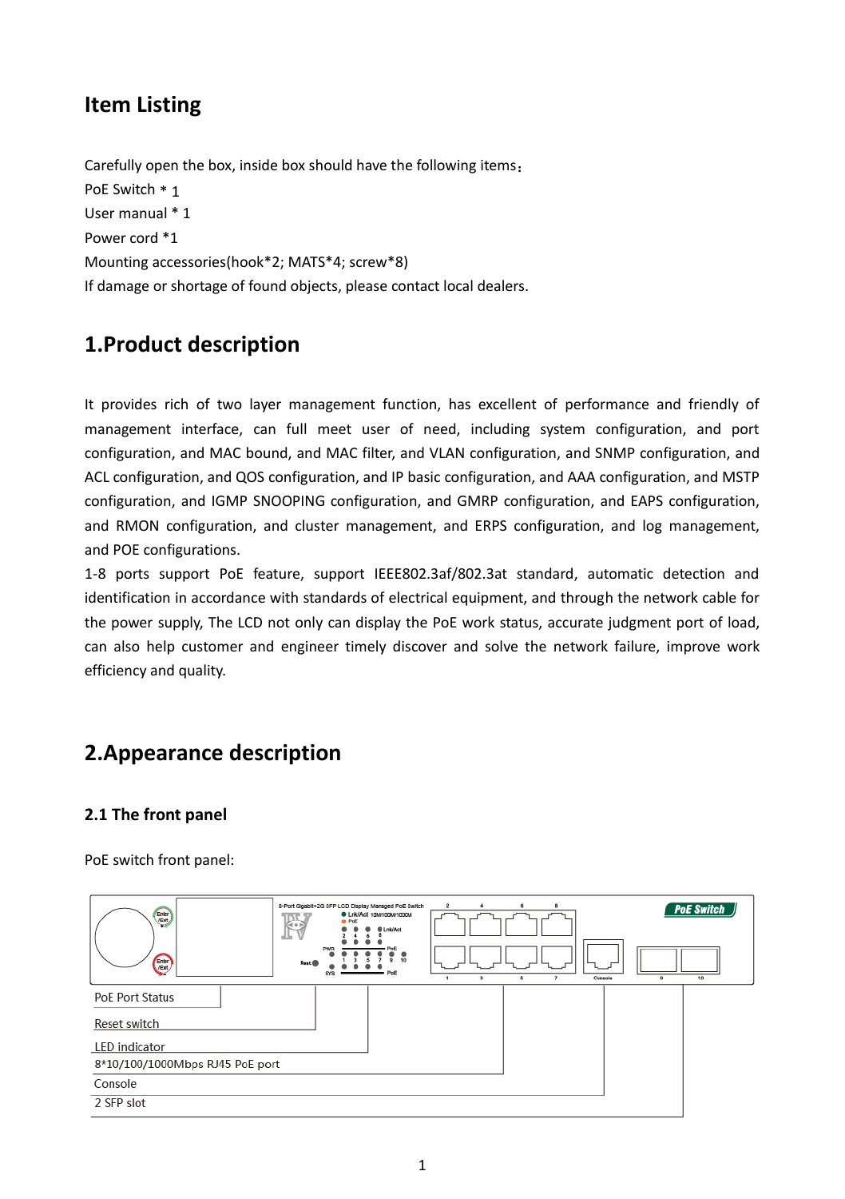# Item Listing

Carefully open the box, inside box should have the following items：
PoE Switch * 1
User manual * 1
Power cord *1
Mounting accessories(hook*2; MATS*4; screw*8)
If damage or shortage of found objects, please contact local dealers.

# 1.Product description

It provides rich of two layer management function, has excellent of performance and friendly of management interface, can full meet user of need, including system configuration, and port configuration, and MAC bound, and MAC filter, and VLAN configuration, and SNMP configuration, and ACL configuration, and QOS configuration, and IP basic configuration, and AAA configuration, and MSTP configuration, and IGMP SNOOPING configuration, and GMRP configuration, and EAPS configuration, and RMON configuration, and cluster management, and ERPS configuration, and log management, and POE configurations.
1-8 ports support PoE feature, support IEEE802.3af/802.3at standard, automatic detection and identification in accordance with standards of electrical equipment, and through the network cable for the power supply, The LCD not only can display the PoE work status, accurate judgment port of load, can also help customer and engineer timely discover and solve the network failure, improve work efficiency and quality.

# 2.Appearance description

## 2.1 The front panel

PoE switch front panel:

PoE Port Status
Reset switch
LED indicator
8*10/100/1000Mbps RJ45 PoE port
Console
2 SFP slot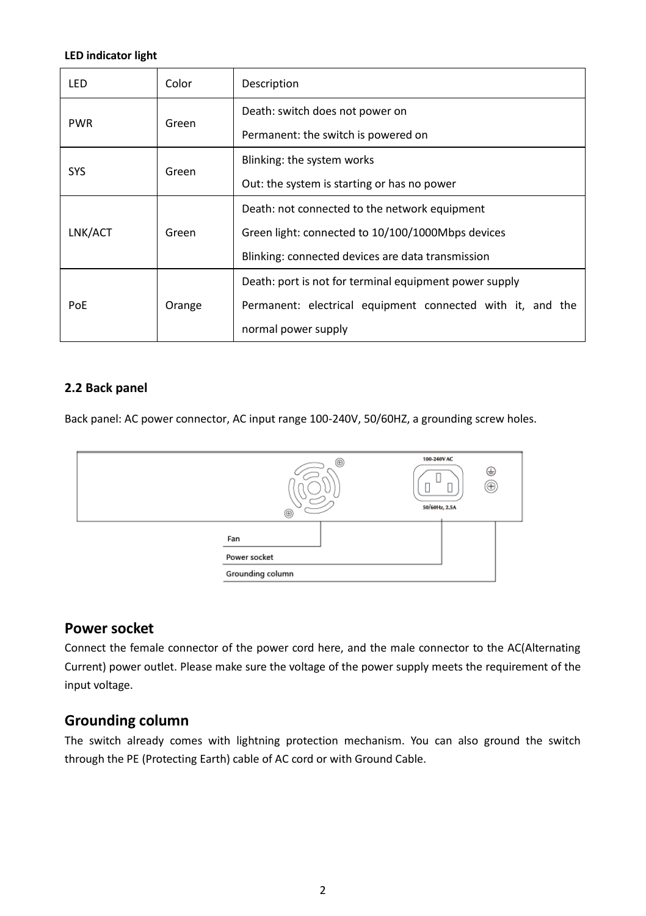**LED indicator light**

| LED | Color | Description |
|---|---|---|
| PWR | Green | Death: switch does not power on<br>Permanent: the switch is powered on |
| SYS | Green | Blinking: the system works<br>Out: the system is starting or has no power |
| LNK/ACT | Green | Death: not connected to the network equipment<br>Green light: connected to 10/100/1000Mbps devices<br>Blinking: connected devices are data transmission |
| PoE | Orange | Death: port is not for terminal equipment power supply<br>Permanent: electrical equipment connected with it, and the normal power supply |

**2.2 Back panel**

Back panel: AC power connector, AC input range 100-240V, 50/60HZ, a grounding screw holes.

100-240V AC

50/60Hz, 2.5A

Fan

Power socket

Grounding column

## Power socket

Connect the female connector of the power cord here, and the male connector to the AC(Alternating Current) power outlet. Please make sure the voltage of the power supply meets the requirement of the input voltage.

## Grounding column

The switch already comes with lightning protection mechanism. You can also ground the switch through the PE (Protecting Earth) cable of AC cord or with Ground Cable.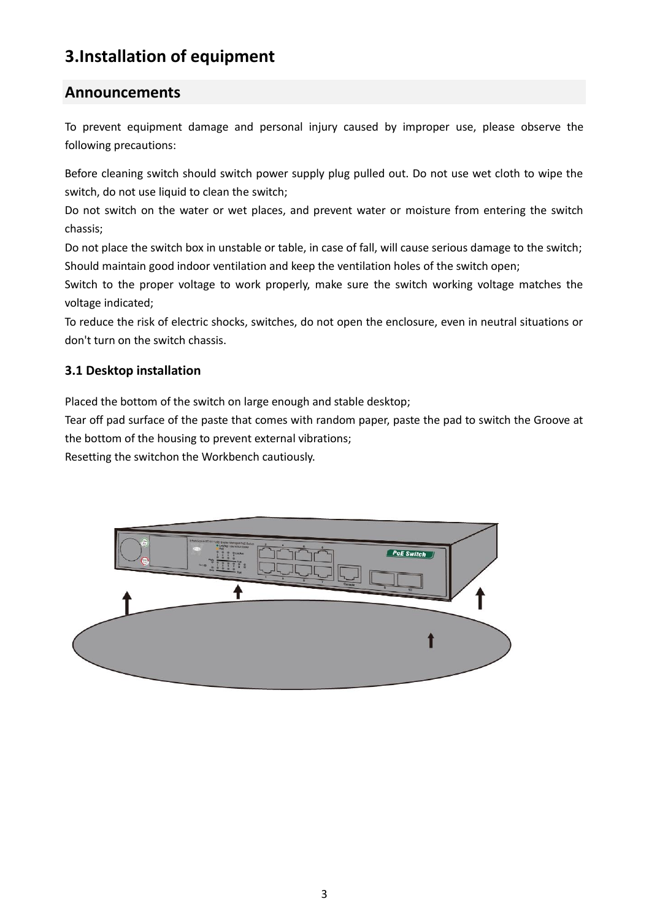# 3.Installation of equipment

## Announcements

To prevent equipment damage and personal injury caused by improper use, please observe the following precautions:

Before cleaning switch should switch power supply plug pulled out. Do not use wet cloth to wipe the switch, do not use liquid to clean the switch;
Do not switch on the water or wet places, and prevent water or moisture from entering the switch chassis;
Do not place the switch box in unstable or table, in case of fall, will cause serious damage to the switch;
Should maintain good indoor ventilation and keep the ventilation holes of the switch open;
Switch to the proper voltage to work properly, make sure the switch working voltage matches the voltage indicated;
To reduce the risk of electric shocks, switches, do not open the enclosure, even in neutral situations or don't turn on the switch chassis.

### 3.1 Desktop installation

Placed the bottom of the switch on large enough and stable desktop;
Tear off pad surface of the paste that comes with random paper, paste the pad to switch the Groove at the bottom of the housing to prevent external vibrations;
Resetting the switchon the Workbench cautiously.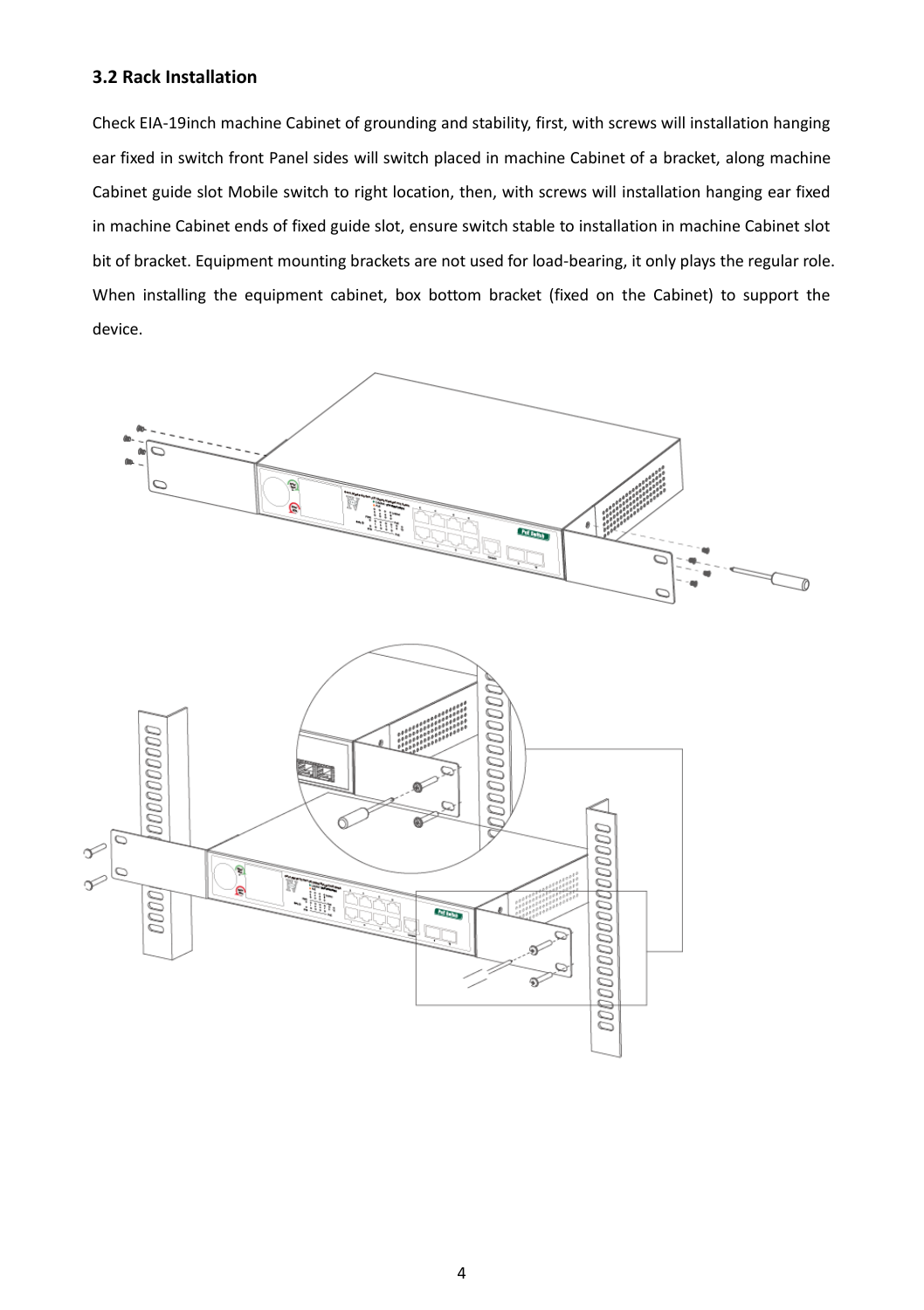### 3.2 Rack Installation

Check EIA-19inch machine Cabinet of grounding and stability, first, with screws will installation hanging ear fixed in switch front Panel sides will switch placed in machine Cabinet of a bracket, along machine Cabinet guide slot Mobile switch to right location, then, with screws will installation hanging ear fixed in machine Cabinet ends of fixed guide slot, ensure switch stable to installation in machine Cabinet slot bit of bracket. Equipment mounting brackets are not used for load-bearing, it only plays the regular role. When installing the equipment cabinet, box bottom bracket (fixed on the Cabinet) to support the device.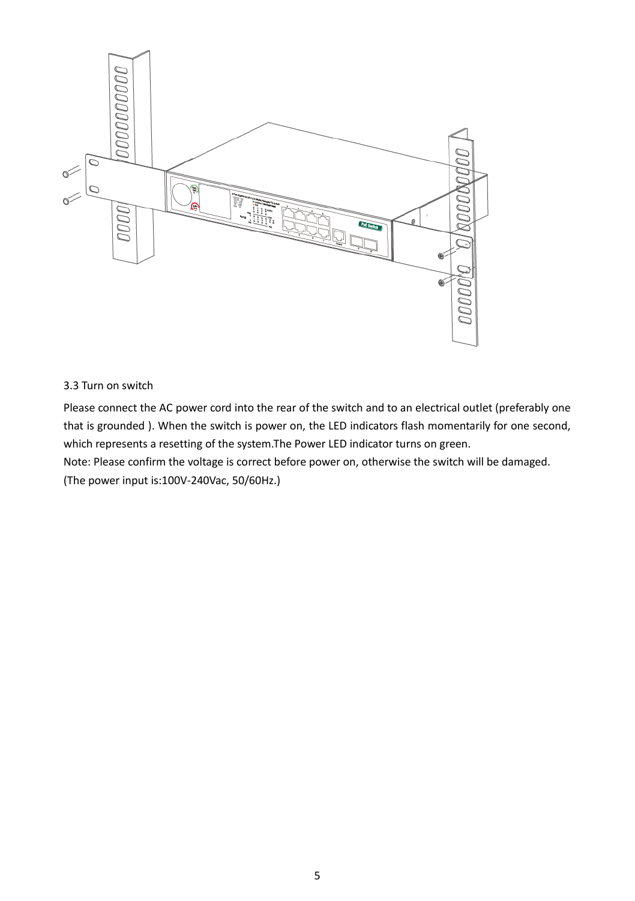### 3.3 Turn on switch

Please connect the AC power cord into the rear of the switch and to an electrical outlet (preferably one that is grounded ). When the switch is power on, the LED indicators flash momentarily for one second, which represents a resetting of the system.The Power LED indicator turns on green.

Note: Please confirm the voltage is correct before power on, otherwise the switch will be damaged.

(The power input is:100V-240Vac, 50/60Hz.)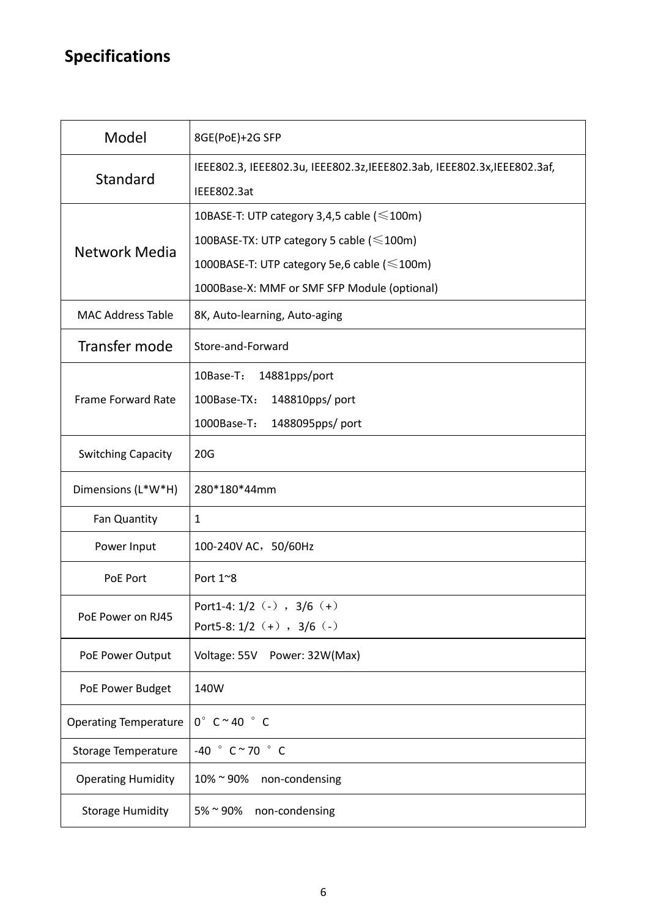## Specifications

| | |
|---|---|
| Model | 8GE(PoE)+2G SFP |
| Standard | IEEE802.3, IEEE802.3u, IEEE802.3z,IEEE802.3ab, IEEE802.3x,IEEE802.3af, IEEE802.3at |
| Network Media | 10BASE-T: UTP category 3,4,5 cable (≤100m)<br>100BASE-TX: UTP category 5 cable (≤100m)<br>1000BASE-T: UTP category 5e,6 cable (≤100m)<br>1000Base-X: MMF or SMF SFP Module (optional) |
| MAC Address Table | 8K, Auto-learning, Auto-aging |
| Transfer mode | Store-and-Forward |
| Frame Forward Rate | 10Base-T： 14881pps/port<br>100Base-TX： 148810pps/ port<br>1000Base-T： 1488095pps/ port |
| Switching Capacity | 20G |
| Dimensions (L*W*H) | 280*180*44mm |
| Fan Quantity | 1 |
| Power Input | 100-240V AC，50/60Hz |
| PoE Port | Port 1~8 |
| PoE Power on RJ45 | Port1-4: 1/2（-），3/6（+）<br>Port5-8: 1/2（+），3/6（-） |
| PoE Power Output | Voltage: 55V Power: 32W(Max) |
| PoE Power Budget | 140W |
| Operating Temperature | 0°C ~ 40 °C |
| Storage Temperature | -40 °C ~ 70 °C |
| Operating Humidity | 10% ~ 90% non-condensing |
| Storage Humidity | 5% ~ 90% non-condensing |